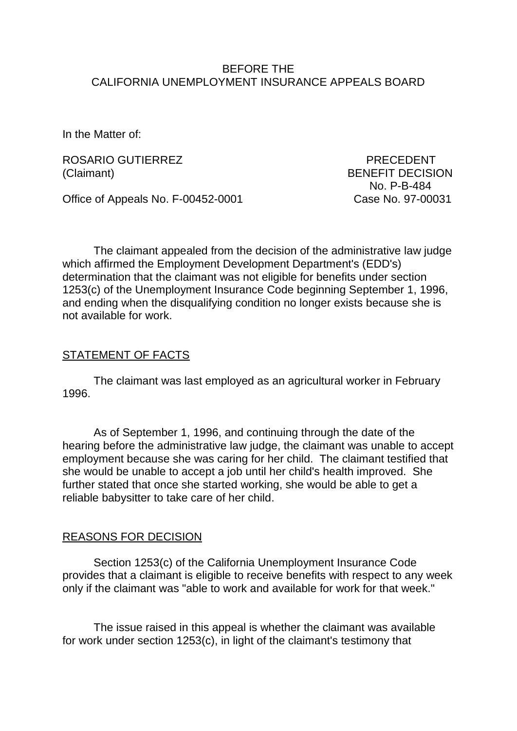BEFORE THE
CALIFORNIA UNEMPLOYMENT INSURANCE APPEALS BOARD

In the Matter of:

ROSARIO GUTIERREZ
(Claimant)

PRECEDENT
BENEFIT DECISION
No. P-B-484

Office of Appeals No. F-00452-0001

Case No. 97-00031

The claimant appealed from the decision of the administrative law judge which affirmed the Employment Development Department's (EDD's) determination that the claimant was not eligible for benefits under section 1253(c) of the Unemployment Insurance Code beginning September 1, 1996, and ending when the disqualifying condition no longer exists because she is not available for work.

## STATEMENT OF FACTS

The claimant was last employed as an agricultural worker in February 1996.

As of September 1, 1996, and continuing through the date of the hearing before the administrative law judge, the claimant was unable to accept employment because she was caring for her child. The claimant testified that she would be unable to accept a job until her child's health improved. She further stated that once she started working, she would be able to get a reliable babysitter to take care of her child.

## REASONS FOR DECISION

Section 1253(c) of the California Unemployment Insurance Code provides that a claimant is eligible to receive benefits with respect to any week only if the claimant was "able to work and available for work for that week."

The issue raised in this appeal is whether the claimant was available for work under section 1253(c), in light of the claimant's testimony that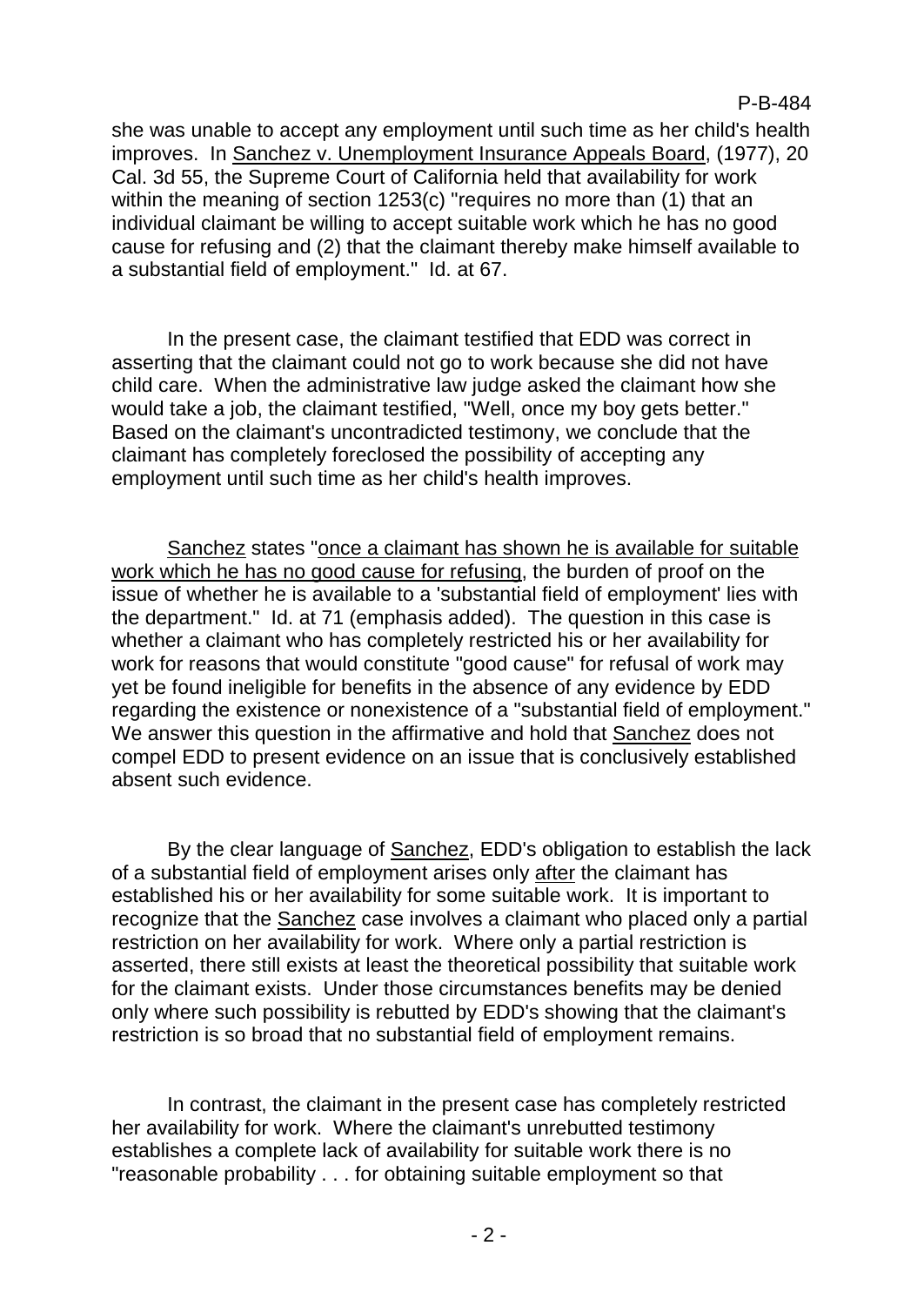she was unable to accept any employment until such time as her child's health improves. In Sanchez v. Unemployment Insurance Appeals Board, (1977), 20 Cal. 3d 55, the Supreme Court of California held that availability for work within the meaning of section 1253(c) "requires no more than (1) that an individual claimant be willing to accept suitable work which he has no good cause for refusing and (2) that the claimant thereby make himself available to a substantial field of employment." Id. at 67.

In the present case, the claimant testified that EDD was correct in asserting that the claimant could not go to work because she did not have child care. When the administrative law judge asked the claimant how she would take a job, the claimant testified, "Well, once my boy gets better." Based on the claimant's uncontradicted testimony, we conclude that the claimant has completely foreclosed the possibility of accepting any employment until such time as her child's health improves.

Sanchez states "once a claimant has shown he is available for suitable work which he has no good cause for refusing, the burden of proof on the issue of whether he is available to a 'substantial field of employment' lies with the department." Id. at 71 (emphasis added). The question in this case is whether a claimant who has completely restricted his or her availability for work for reasons that would constitute "good cause" for refusal of work may yet be found ineligible for benefits in the absence of any evidence by EDD regarding the existence or nonexistence of a "substantial field of employment." We answer this question in the affirmative and hold that Sanchez does not compel EDD to present evidence on an issue that is conclusively established absent such evidence.

By the clear language of Sanchez, EDD's obligation to establish the lack of a substantial field of employment arises only after the claimant has established his or her availability for some suitable work. It is important to recognize that the Sanchez case involves a claimant who placed only a partial restriction on her availability for work. Where only a partial restriction is asserted, there still exists at least the theoretical possibility that suitable work for the claimant exists. Under those circumstances benefits may be denied only where such possibility is rebutted by EDD's showing that the claimant's restriction is so broad that no substantial field of employment remains.

In contrast, the claimant in the present case has completely restricted her availability for work. Where the claimant's unrebutted testimony establishes a complete lack of availability for suitable work there is no "reasonable probability . . . for obtaining suitable employment so that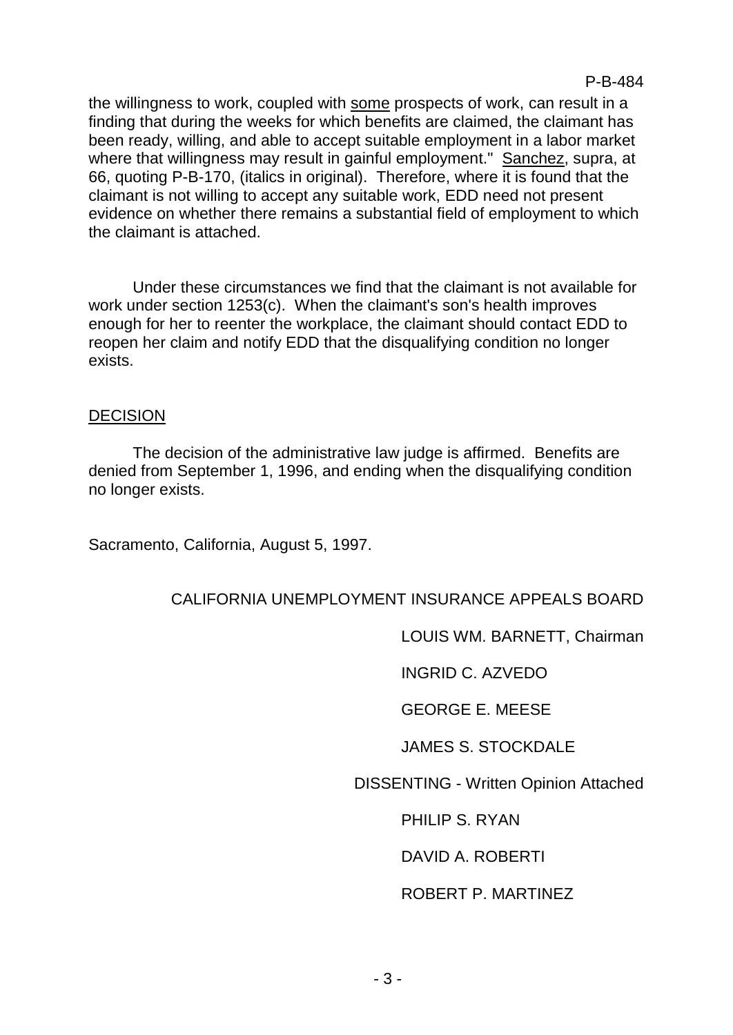the willingness to work, coupled with some prospects of work, can result in a finding that during the weeks for which benefits are claimed, the claimant has been ready, willing, and able to accept suitable employment in a labor market where that willingness may result in gainful employment." Sanchez, supra, at 66, quoting P-B-170, (italics in original). Therefore, where it is found that the claimant is not willing to accept any suitable work, EDD need not present evidence on whether there remains a substantial field of employment to which the claimant is attached.

Under these circumstances we find that the claimant is not available for work under section 1253(c). When the claimant's son's health improves enough for her to reenter the workplace, the claimant should contact EDD to reopen her claim and notify EDD that the disqualifying condition no longer exists.

## DECISION

The decision of the administrative law judge is affirmed. Benefits are denied from September 1, 1996, and ending when the disqualifying condition no longer exists.

Sacramento, California, August 5, 1997.

CALIFORNIA UNEMPLOYMENT INSURANCE APPEALS BOARD

LOUIS WM. BARNETT, Chairman

INGRID C. AZVEDO

GEORGE E. MEESE

JAMES S. STOCKDALE

DISSENTING - Written Opinion Attached

PHILIP S. RYAN

DAVID A. ROBERTI

ROBERT P. MARTINEZ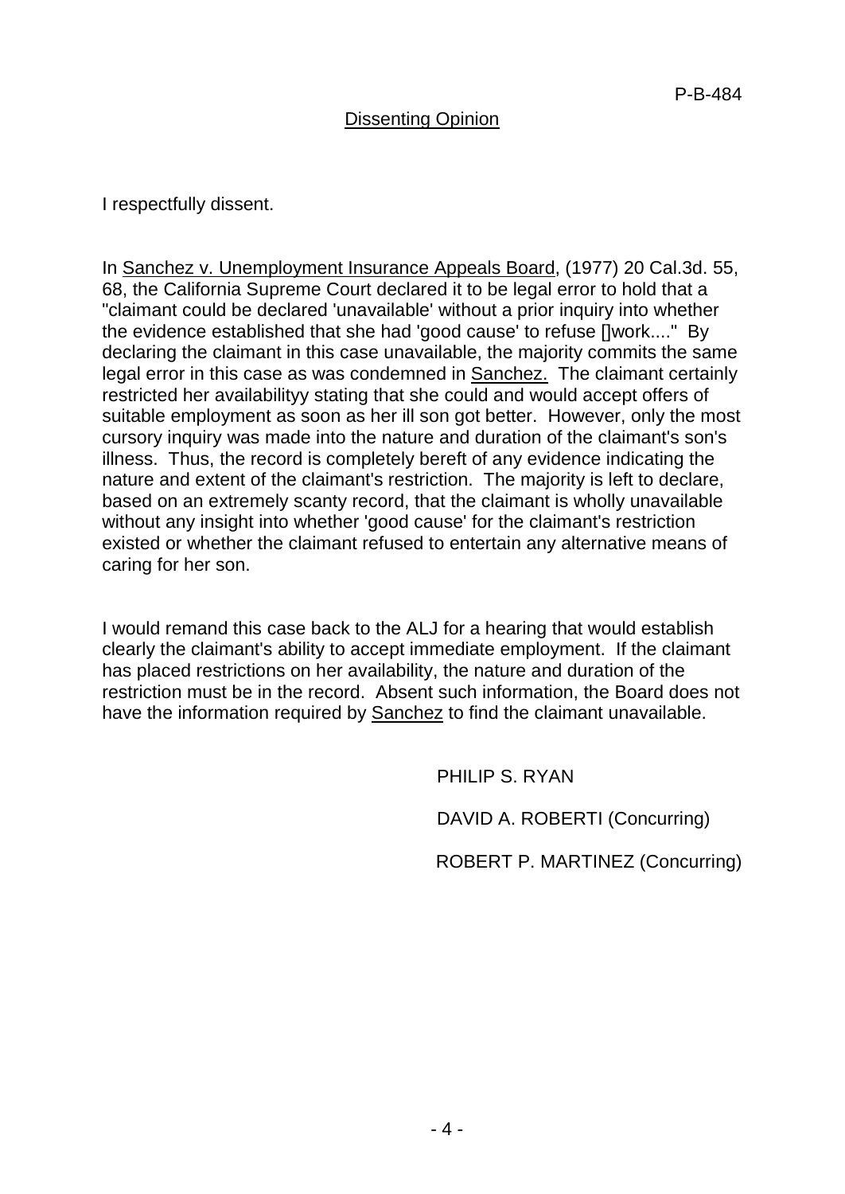## Dissenting Opinion

I respectfully dissent.

In Sanchez v. Unemployment Insurance Appeals Board, (1977) 20 Cal.3d. 55, 68, the California Supreme Court declared it to be legal error to hold that a "claimant could be declared 'unavailable' without a prior inquiry into whether the evidence established that she had 'good cause' to refuse []work...." By declaring the claimant in this case unavailable, the majority commits the same legal error in this case as was condemned in Sanchez. The claimant certainly restricted her availabilityy stating that she could and would accept offers of suitable employment as soon as her ill son got better. However, only the most cursory inquiry was made into the nature and duration of the claimant's son's illness. Thus, the record is completely bereft of any evidence indicating the nature and extent of the claimant's restriction. The majority is left to declare, based on an extremely scanty record, that the claimant is wholly unavailable without any insight into whether 'good cause' for the claimant's restriction existed or whether the claimant refused to entertain any alternative means of caring for her son.

I would remand this case back to the ALJ for a hearing that would establish clearly the claimant's ability to accept immediate employment. If the claimant has placed restrictions on her availability, the nature and duration of the restriction must be in the record. Absent such information, the Board does not have the information required by Sanchez to find the claimant unavailable.

PHILIP S. RYAN

DAVID A. ROBERTI (Concurring)

ROBERT P. MARTINEZ (Concurring)